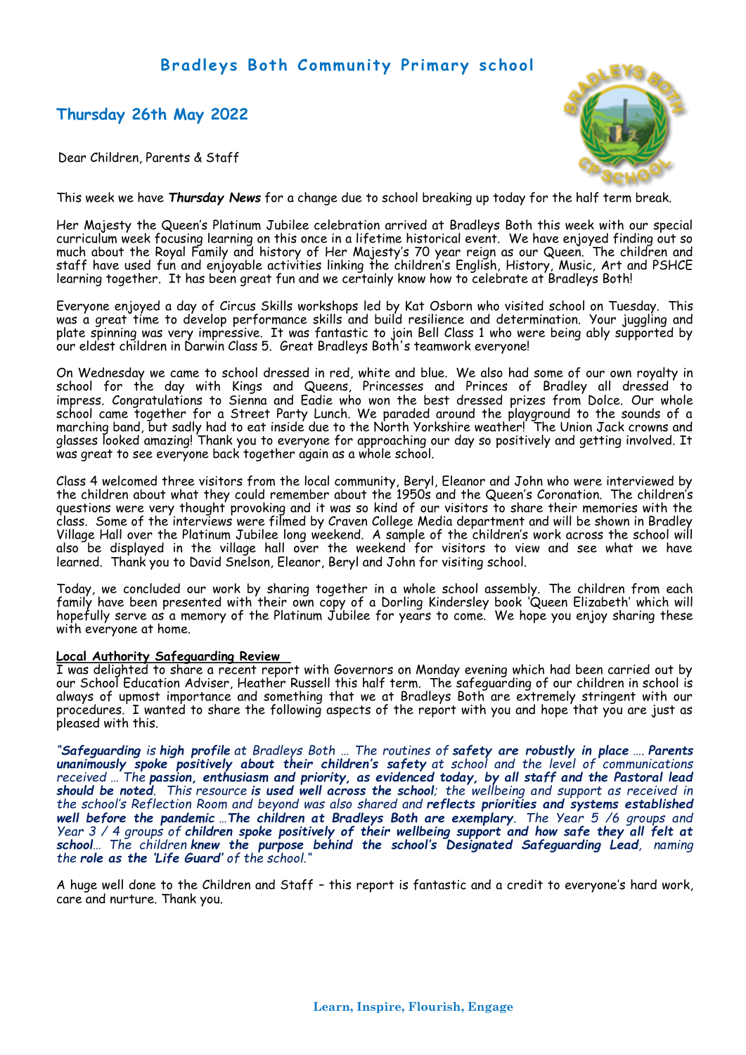# Bradleys Both Community Primary school

## Thursday 26th May 2022

Dear Children, Parents & Staff

This week we have ***Thursday News*** for a change due to school breaking up today for the half term break.

Her Majesty the Queen's Platinum Jubilee celebration arrived at Bradleys Both this week with our special curriculum week focusing learning on this once in a lifetime historical event. We have enjoyed finding out so much about the Royal Family and history of Her Majesty's 70 year reign as our Queen. The children and staff have used fun and enjoyable activities linking the children's English, History, Music, Art and PSHCE learning together. It has been great fun and we certainly know how to celebrate at Bradleys Both!

Everyone enjoyed a day of Circus Skills workshops led by Kat Osborn who visited school on Tuesday. This was a great time to develop performance skills and build resilience and determination. Your juggling and plate spinning was very impressive. It was fantastic to join Bell Class 1 who were being ably supported by our eldest children in Darwin Class 5. Great Bradleys Both's teamwork everyone!

On Wednesday we came to school dressed in red, white and blue. We also had some of our own royalty in school for the day with Kings and Queens, Princesses and Princes of Bradley all dressed to impress. Congratulations to Sienna and Eadie who won the best dressed prizes from Dolce. Our whole school came together for a Street Party Lunch. We paraded around the playground to the sounds of a marching band, but sadly had to eat inside due to the North Yorkshire weather! The Union Jack crowns and glasses looked amazing! Thank you to everyone for approaching our day so positively and getting involved. It was great to see everyone back together again as a whole school.

Class 4 welcomed three visitors from the local community, Beryl, Eleanor and John who were interviewed by the children about what they could remember about the 1950s and the Queen's Coronation. The children's questions were very thought provoking and it was so kind of our visitors to share their memories with the class. Some of the interviews were filmed by Craven College Media department and will be shown in Bradley Village Hall over the Platinum Jubilee long weekend. A sample of the children's work across the school will also be displayed in the village hall over the weekend for visitors to view and see what we have learned. Thank you to David Snelson, Eleanor, Beryl and John for visiting school.

Today, we concluded our work by sharing together in a whole school assembly. The children from each family have been presented with their own copy of a Dorling Kindersley book 'Queen Elizabeth' which will hopefully serve as a memory of the Platinum Jubilee for years to come. We hope you enjoy sharing these with everyone at home.

**Local Authority Safeguarding Review**

I was delighted to share a recent report with Governors on Monday evening which had been carried out by our School Education Adviser, Heather Russell this half term. The safeguarding of our children in school is always of upmost importance and something that we at Bradleys Both are extremely stringent with our procedures. I wanted to share the following aspects of the report with you and hope that you are just as pleased with this.

*"**Safeguarding** is **high profile** at Bradleys Both … The routines of **safety are robustly in place** …. **Parents unanimously spoke positively about their children's safety** at school and the level of communications received … The **passion, enthusiasm and priority, as evidenced today, by all staff and the Pastoral lead should be noted**. This resource **is used well across the school**; the wellbeing and support as received in the school's Reflection Room and beyond was also shared and **reflects priorities and systems established well before the pandemic** …**The children at Bradleys Both are exemplary**. The Year 5 /6 groups and Year 3 / 4 groups of **children spoke positively of their wellbeing support and how safe they all felt at school**… The children **knew the purpose behind the school's Designated Safeguarding Lead**, naming the **role as the 'Life Guard'** of the school."*

A huge well done to the Children and Staff – this report is fantastic and a credit to everyone's hard work, care and nurture. Thank you.

**Learn, Inspire, Flourish, Engage**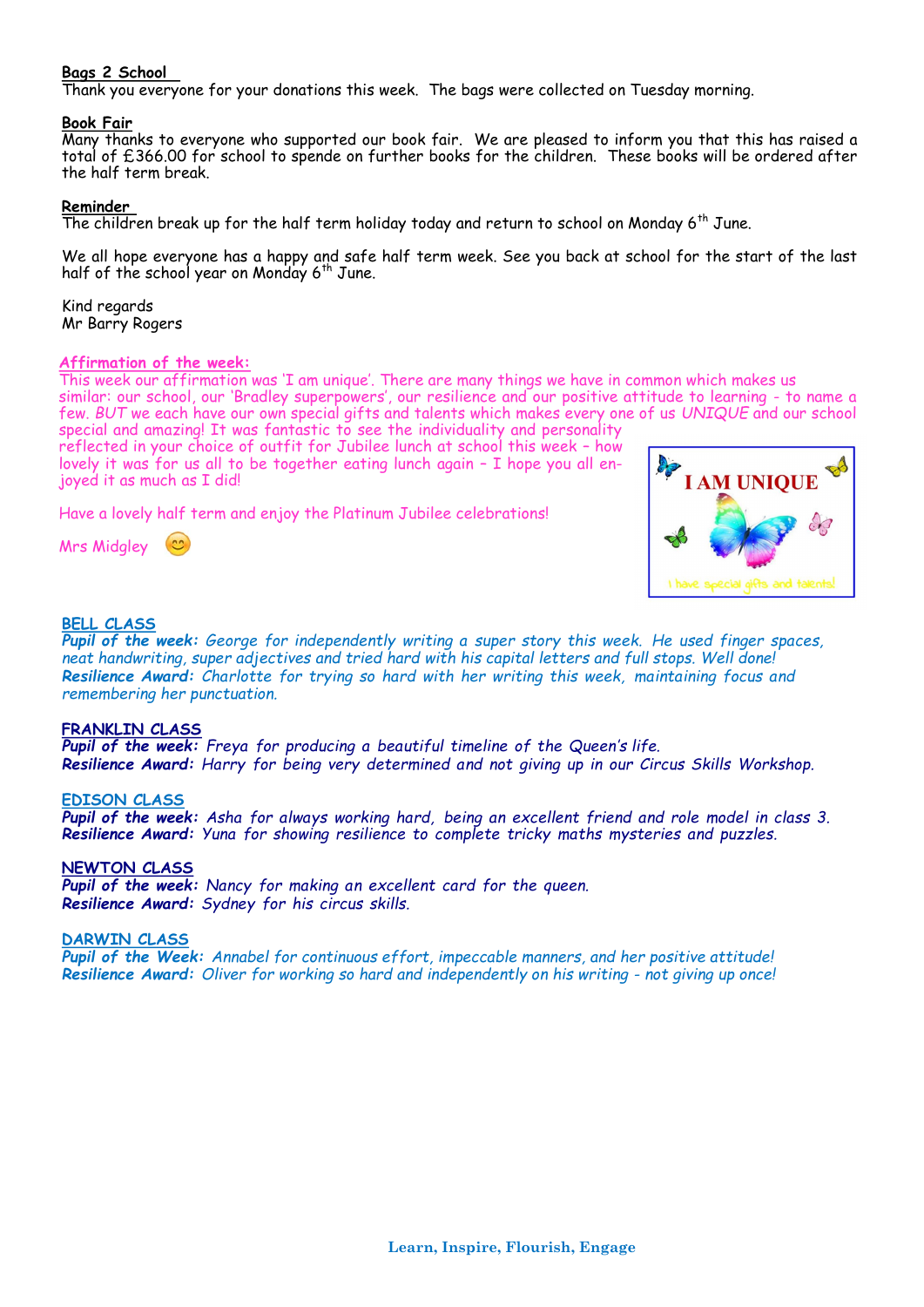**Bags 2 School**

Thank you everyone for your donations this week. The bags were collected on Tuesday morning.

**Book Fair**

Many thanks to everyone who supported our book fair. We are pleased to inform you that this has raised a total of £366.00 for school to spende on further books for the children. These books will be ordered after the half term break.

**Reminder**

The children break up for the half term holiday today and return to school on Monday 6th June.

We all hope everyone has a happy and safe half term week. See you back at school for the start of the last half of the school year on Monday 6th June.

Kind regards
Mr Barry Rogers

**Affirmation of the week:**

This week our affirmation was 'I am unique'. There are many things we have in common which makes us similar: our school, our 'Bradley superpowers', our resilience and our positive attitude to learning - to name a few. *BUT* we each have our own special gifts and talents which makes every one of us *UNIQUE* and our school special and amazing! It was fantastic to see the individuality and personality reflected in your choice of outfit for Jubilee lunch at school this week – how lovely it was for us all to be together eating lunch again – I hope you all enjoyed it as much as I did!

Have a lovely half term and enjoy the Platinum Jubilee celebrations!

Mrs Midgley 😊

I AM UNIQUE

I have special gifts and talents!

**BELL CLASS**

***Pupil of the week:*** *George for independently writing a super story this week. He used finger spaces, neat handwriting, super adjectives and tried hard with his capital letters and full stops. Well done!*

***Resilience Award:*** *Charlotte for trying so hard with her writing this week, maintaining focus and remembering her punctuation.*

**FRANKLIN CLASS**

***Pupil of the week:*** *Freya for producing a beautiful timeline of the Queen's life.*

***Resilience Award:*** *Harry for being very determined and not giving up in our Circus Skills Workshop.*

**EDISON CLASS**

***Pupil of the week:*** *Asha for always working hard, being an excellent friend and role model in class 3.*

***Resilience Award:*** *Yuna for showing resilience to complete tricky maths mysteries and puzzles.*

**NEWTON CLASS**

***Pupil of the week:*** *Nancy for making an excellent card for the queen.*

***Resilience Award:*** *Sydney for his circus skills.*

**DARWIN CLASS**

***Pupil of the Week:*** *Annabel for continuous effort, impeccable manners, and her positive attitude!*

***Resilience Award:*** *Oliver for working so hard and independently on his writing - not giving up once!*